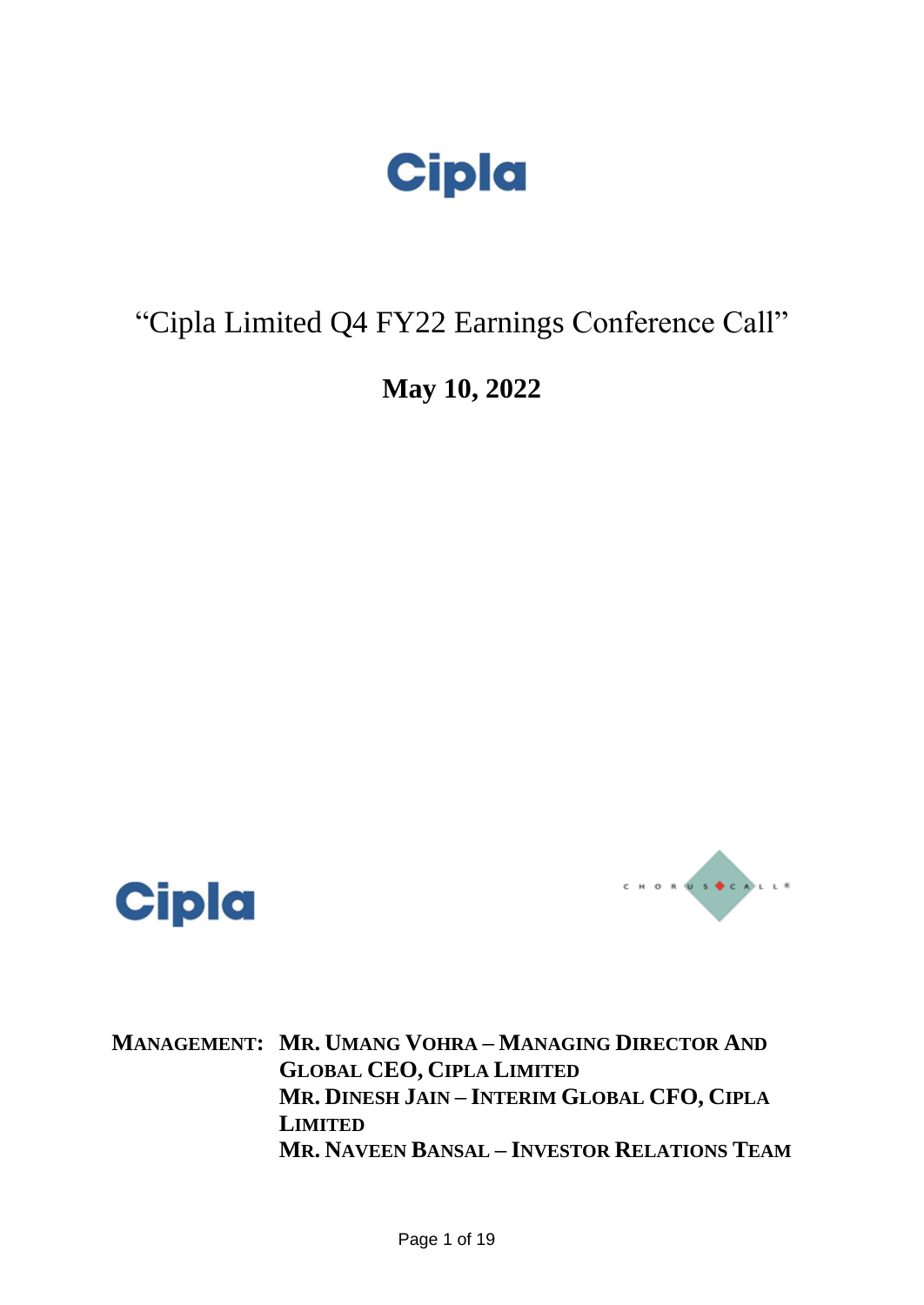Cipla

# "Cipla Limited Q4 FY22 Earnings Conference Call"

**May 10, 2022**

Cipla

CHORUS CALL

**MANAGEMENT:** **MR. UMANG VOHRA – MANAGING DIRECTOR AND GLOBAL CEO, CIPLA LIMITED**
**MR. DINESH JAIN – INTERIM GLOBAL CFO, CIPLA LIMITED**
**MR. NAVEEN BANSAL – INVESTOR RELATIONS TEAM**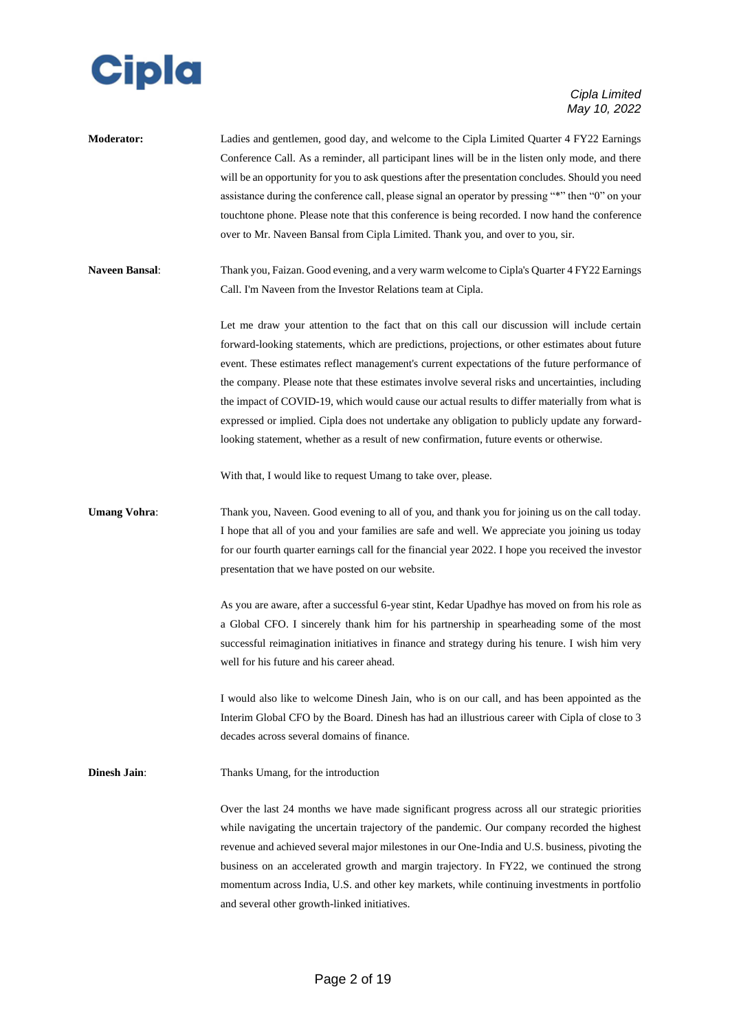**Moderator:** Ladies and gentlemen, good day, and welcome to the Cipla Limited Quarter 4 FY22 Earnings Conference Call. As a reminder, all participant lines will be in the listen only mode, and there will be an opportunity for you to ask questions after the presentation concludes. Should you need assistance during the conference call, please signal an operator by pressing "*" then "0" on your touchtone phone. Please note that this conference is being recorded. I now hand the conference over to Mr. Naveen Bansal from Cipla Limited. Thank you, and over to you, sir.

**Naveen Bansal**: Thank you, Faizan. Good evening, and a very warm welcome to Cipla's Quarter 4 FY22 Earnings Call. I'm Naveen from the Investor Relations team at Cipla.

Let me draw your attention to the fact that on this call our discussion will include certain forward-looking statements, which are predictions, projections, or other estimates about future event. These estimates reflect management's current expectations of the future performance of the company. Please note that these estimates involve several risks and uncertainties, including the impact of COVID-19, which would cause our actual results to differ materially from what is expressed or implied. Cipla does not undertake any obligation to publicly update any forward-looking statement, whether as a result of new confirmation, future events or otherwise.

With that, I would like to request Umang to take over, please.

**Umang Vohra**: Thank you, Naveen. Good evening to all of you, and thank you for joining us on the call today. I hope that all of you and your families are safe and well. We appreciate you joining us today for our fourth quarter earnings call for the financial year 2022. I hope you received the investor presentation that we have posted on our website.

As you are aware, after a successful 6-year stint, Kedar Upadhye has moved on from his role as a Global CFO. I sincerely thank him for his partnership in spearheading some of the most successful reimagination initiatives in finance and strategy during his tenure. I wish him very well for his future and his career ahead.

I would also like to welcome Dinesh Jain, who is on our call, and has been appointed as the Interim Global CFO by the Board. Dinesh has had an illustrious career with Cipla of close to 3 decades across several domains of finance.

**Dinesh Jain**: Thanks Umang, for the introduction

Over the last 24 months we have made significant progress across all our strategic priorities while navigating the uncertain trajectory of the pandemic. Our company recorded the highest revenue and achieved several major milestones in our One-India and U.S. business, pivoting the business on an accelerated growth and margin trajectory. In FY22, we continued the strong momentum across India, U.S. and other key markets, while continuing investments in portfolio and several other growth-linked initiatives.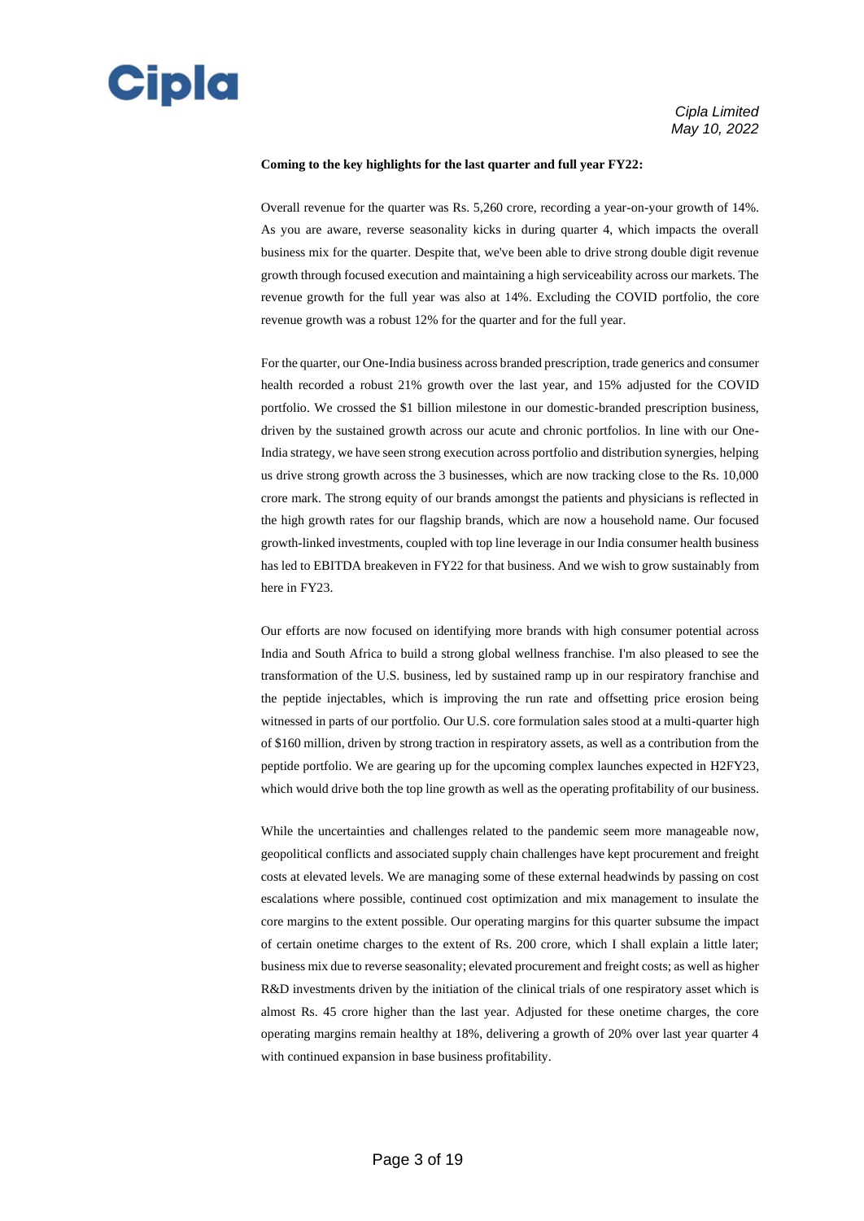**Coming to the key highlights for the last quarter and full year FY22:**

Overall revenue for the quarter was Rs. 5,260 crore, recording a year-on-your growth of 14%. As you are aware, reverse seasonality kicks in during quarter 4, which impacts the overall business mix for the quarter. Despite that, we've been able to drive strong double digit revenue growth through focused execution and maintaining a high serviceability across our markets. The revenue growth for the full year was also at 14%. Excluding the COVID portfolio, the core revenue growth was a robust 12% for the quarter and for the full year.

For the quarter, our One-India business across branded prescription, trade generics and consumer health recorded a robust 21% growth over the last year, and 15% adjusted for the COVID portfolio. We crossed the $1 billion milestone in our domestic-branded prescription business, driven by the sustained growth across our acute and chronic portfolios. In line with our One-India strategy, we have seen strong execution across portfolio and distribution synergies, helping us drive strong growth across the 3 businesses, which are now tracking close to the Rs. 10,000 crore mark. The strong equity of our brands amongst the patients and physicians is reflected in the high growth rates for our flagship brands, which are now a household name. Our focused growth-linked investments, coupled with top line leverage in our India consumer health business has led to EBITDA breakeven in FY22 for that business. And we wish to grow sustainably from here in FY23.

Our efforts are now focused on identifying more brands with high consumer potential across India and South Africa to build a strong global wellness franchise. I'm also pleased to see the transformation of the U.S. business, led by sustained ramp up in our respiratory franchise and the peptide injectables, which is improving the run rate and offsetting price erosion being witnessed in parts of our portfolio. Our U.S. core formulation sales stood at a multi-quarter high of $160 million, driven by strong traction in respiratory assets, as well as a contribution from the peptide portfolio. We are gearing up for the upcoming complex launches expected in H2FY23, which would drive both the top line growth as well as the operating profitability of our business.

While the uncertainties and challenges related to the pandemic seem more manageable now, geopolitical conflicts and associated supply chain challenges have kept procurement and freight costs at elevated levels. We are managing some of these external headwinds by passing on cost escalations where possible, continued cost optimization and mix management to insulate the core margins to the extent possible. Our operating margins for this quarter subsume the impact of certain onetime charges to the extent of Rs. 200 crore, which I shall explain a little later; business mix due to reverse seasonality; elevated procurement and freight costs; as well as higher R&D investments driven by the initiation of the clinical trials of one respiratory asset which is almost Rs. 45 crore higher than the last year. Adjusted for these onetime charges, the core operating margins remain healthy at 18%, delivering a growth of 20% over last year quarter 4 with continued expansion in base business profitability.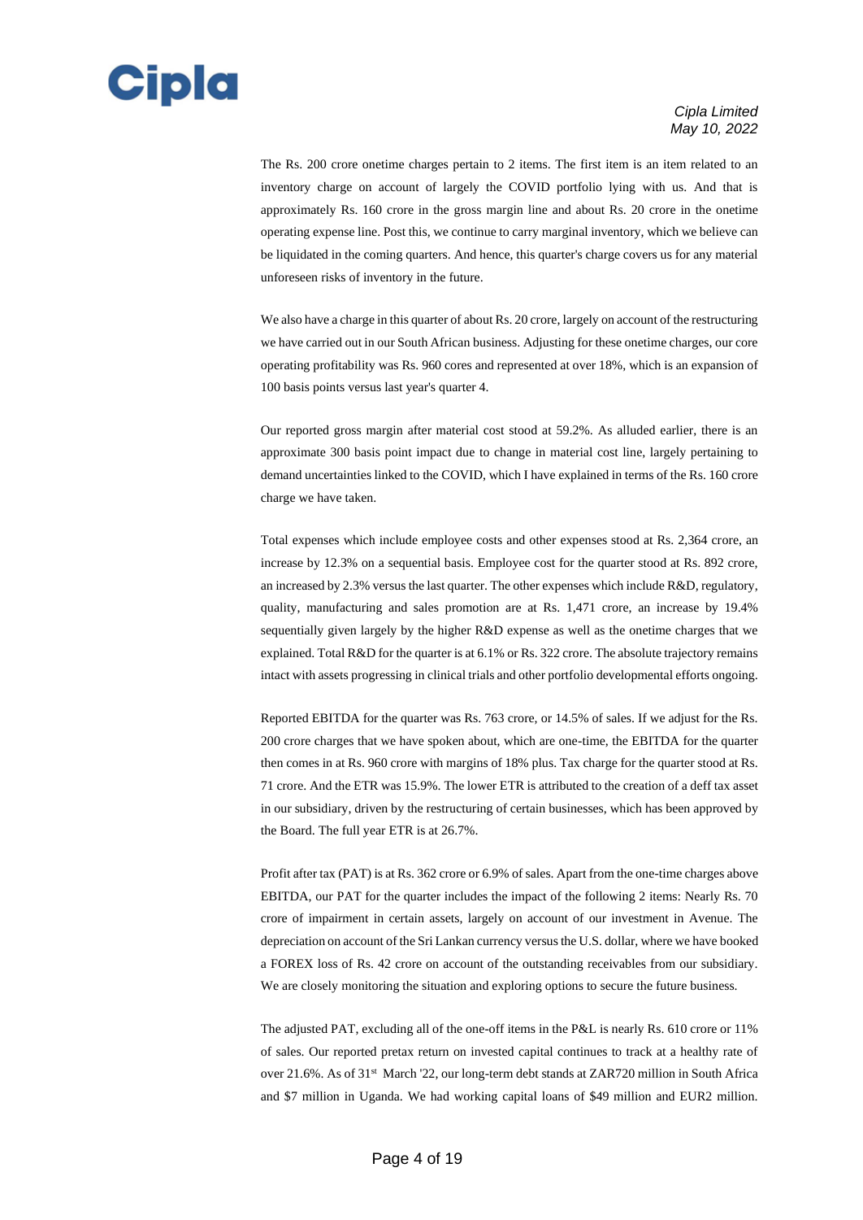The Rs. 200 crore onetime charges pertain to 2 items. The first item is an item related to an inventory charge on account of largely the COVID portfolio lying with us. And that is approximately Rs. 160 crore in the gross margin line and about Rs. 20 crore in the onetime operating expense line. Post this, we continue to carry marginal inventory, which we believe can be liquidated in the coming quarters. And hence, this quarter's charge covers us for any material unforeseen risks of inventory in the future.

We also have a charge in this quarter of about Rs. 20 crore, largely on account of the restructuring we have carried out in our South African business. Adjusting for these onetime charges, our core operating profitability was Rs. 960 cores and represented at over 18%, which is an expansion of 100 basis points versus last year's quarter 4.

Our reported gross margin after material cost stood at 59.2%. As alluded earlier, there is an approximate 300 basis point impact due to change in material cost line, largely pertaining to demand uncertainties linked to the COVID, which I have explained in terms of the Rs. 160 crore charge we have taken.

Total expenses which include employee costs and other expenses stood at Rs. 2,364 crore, an increase by 12.3% on a sequential basis. Employee cost for the quarter stood at Rs. 892 crore, an increased by 2.3% versus the last quarter. The other expenses which include R&D, regulatory, quality, manufacturing and sales promotion are at Rs. 1,471 crore, an increase by 19.4% sequentially given largely by the higher R&D expense as well as the onetime charges that we explained. Total R&D for the quarter is at 6.1% or Rs. 322 crore. The absolute trajectory remains intact with assets progressing in clinical trials and other portfolio developmental efforts ongoing.

Reported EBITDA for the quarter was Rs. 763 crore, or 14.5% of sales. If we adjust for the Rs. 200 crore charges that we have spoken about, which are one-time, the EBITDA for the quarter then comes in at Rs. 960 crore with margins of 18% plus. Tax charge for the quarter stood at Rs. 71 crore. And the ETR was 15.9%. The lower ETR is attributed to the creation of a deff tax asset in our subsidiary, driven by the restructuring of certain businesses, which has been approved by the Board. The full year ETR is at 26.7%.

Profit after tax (PAT) is at Rs. 362 crore or 6.9% of sales. Apart from the one-time charges above EBITDA, our PAT for the quarter includes the impact of the following 2 items: Nearly Rs. 70 crore of impairment in certain assets, largely on account of our investment in Avenue. The depreciation on account of the Sri Lankan currency versus the U.S. dollar, where we have booked a FOREX loss of Rs. 42 crore on account of the outstanding receivables from our subsidiary. We are closely monitoring the situation and exploring options to secure the future business.

The adjusted PAT, excluding all of the one-off items in the P&L is nearly Rs. 610 crore or 11% of sales. Our reported pretax return on invested capital continues to track at a healthy rate of over 21.6%. As of 31st March '22, our long-term debt stands at ZAR720 million in South Africa and $7 million in Uganda. We had working capital loans of $49 million and EUR2 million.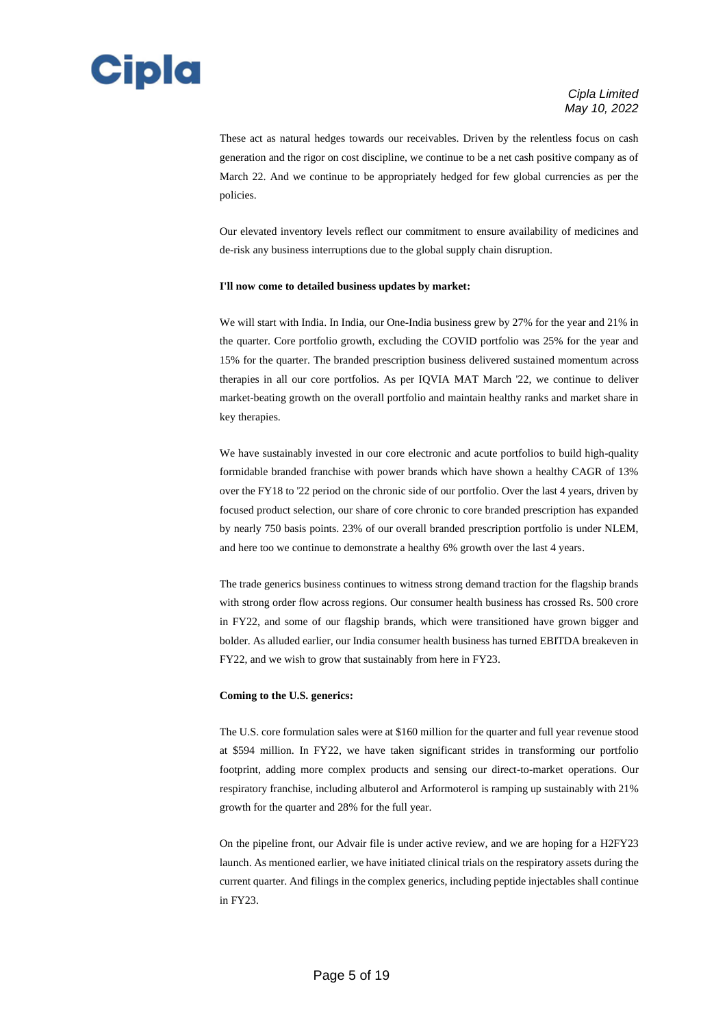These act as natural hedges towards our receivables. Driven by the relentless focus on cash generation and the rigor on cost discipline, we continue to be a net cash positive company as of March 22. And we continue to be appropriately hedged for few global currencies as per the policies.

Our elevated inventory levels reflect our commitment to ensure availability of medicines and de-risk any business interruptions due to the global supply chain disruption.

**I'll now come to detailed business updates by market:**

We will start with India. In India, our One-India business grew by 27% for the year and 21% in the quarter. Core portfolio growth, excluding the COVID portfolio was 25% for the year and 15% for the quarter. The branded prescription business delivered sustained momentum across therapies in all our core portfolios. As per IQVIA MAT March '22, we continue to deliver market-beating growth on the overall portfolio and maintain healthy ranks and market share in key therapies.

We have sustainably invested in our core electronic and acute portfolios to build high-quality formidable branded franchise with power brands which have shown a healthy CAGR of 13% over the FY18 to '22 period on the chronic side of our portfolio. Over the last 4 years, driven by focused product selection, our share of core chronic to core branded prescription has expanded by nearly 750 basis points. 23% of our overall branded prescription portfolio is under NLEM, and here too we continue to demonstrate a healthy 6% growth over the last 4 years.

The trade generics business continues to witness strong demand traction for the flagship brands with strong order flow across regions. Our consumer health business has crossed Rs. 500 crore in FY22, and some of our flagship brands, which were transitioned have grown bigger and bolder. As alluded earlier, our India consumer health business has turned EBITDA breakeven in FY22, and we wish to grow that sustainably from here in FY23.

**Coming to the U.S. generics:**

The U.S. core formulation sales were at $160 million for the quarter and full year revenue stood at $594 million. In FY22, we have taken significant strides in transforming our portfolio footprint, adding more complex products and sensing our direct-to-market operations. Our respiratory franchise, including albuterol and Arformoterol is ramping up sustainably with 21% growth for the quarter and 28% for the full year.

On the pipeline front, our Advair file is under active review, and we are hoping for a H2FY23 launch. As mentioned earlier, we have initiated clinical trials on the respiratory assets during the current quarter. And filings in the complex generics, including peptide injectables shall continue in FY23.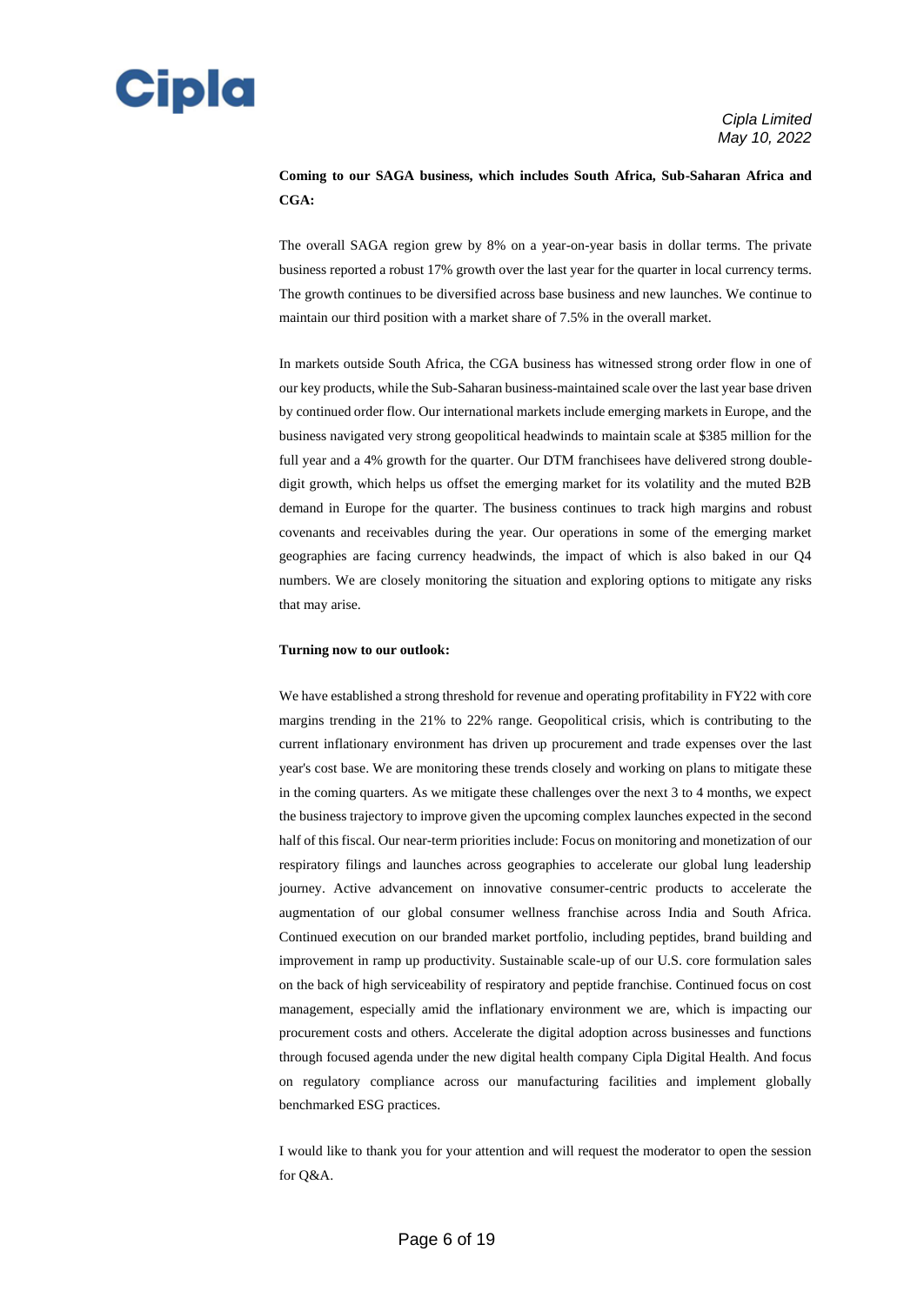**Coming to our SAGA business, which includes South Africa, Sub-Saharan Africa and CGA:**

The overall SAGA region grew by 8% on a year-on-year basis in dollar terms. The private business reported a robust 17% growth over the last year for the quarter in local currency terms. The growth continues to be diversified across base business and new launches. We continue to maintain our third position with a market share of 7.5% in the overall market.

In markets outside South Africa, the CGA business has witnessed strong order flow in one of our key products, while the Sub-Saharan business-maintained scale over the last year base driven by continued order flow. Our international markets include emerging markets in Europe, and the business navigated very strong geopolitical headwinds to maintain scale at $385 million for the full year and a 4% growth for the quarter. Our DTM franchisees have delivered strong double-digit growth, which helps us offset the emerging market for its volatility and the muted B2B demand in Europe for the quarter. The business continues to track high margins and robust covenants and receivables during the year. Our operations in some of the emerging market geographies are facing currency headwinds, the impact of which is also baked in our Q4 numbers. We are closely monitoring the situation and exploring options to mitigate any risks that may arise.

**Turning now to our outlook:**

We have established a strong threshold for revenue and operating profitability in FY22 with core margins trending in the 21% to 22% range. Geopolitical crisis, which is contributing to the current inflationary environment has driven up procurement and trade expenses over the last year's cost base. We are monitoring these trends closely and working on plans to mitigate these in the coming quarters. As we mitigate these challenges over the next 3 to 4 months, we expect the business trajectory to improve given the upcoming complex launches expected in the second half of this fiscal. Our near-term priorities include: Focus on monitoring and monetization of our respiratory filings and launches across geographies to accelerate our global lung leadership journey. Active advancement on innovative consumer-centric products to accelerate the augmentation of our global consumer wellness franchise across India and South Africa. Continued execution on our branded market portfolio, including peptides, brand building and improvement in ramp up productivity. Sustainable scale-up of our U.S. core formulation sales on the back of high serviceability of respiratory and peptide franchise. Continued focus on cost management, especially amid the inflationary environment we are, which is impacting our procurement costs and others. Accelerate the digital adoption across businesses and functions through focused agenda under the new digital health company Cipla Digital Health. And focus on regulatory compliance across our manufacturing facilities and implement globally benchmarked ESG practices.

I would like to thank you for your attention and will request the moderator to open the session for Q&A.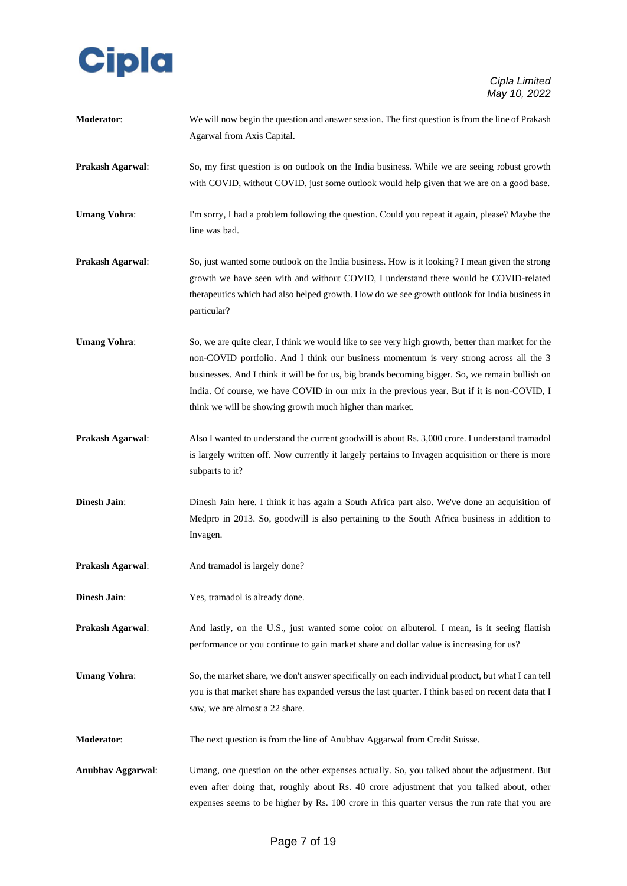**Moderator**: We will now begin the question and answer session. The first question is from the line of Prakash Agarwal from Axis Capital.

**Prakash Agarwal**: So, my first question is on outlook on the India business. While we are seeing robust growth with COVID, without COVID, just some outlook would help given that we are on a good base.

**Umang Vohra**: I'm sorry, I had a problem following the question. Could you repeat it again, please? Maybe the line was bad.

**Prakash Agarwal**: So, just wanted some outlook on the India business. How is it looking? I mean given the strong growth we have seen with and without COVID, I understand there would be COVID-related therapeutics which had also helped growth. How do we see growth outlook for India business in particular?

**Umang Vohra**: So, we are quite clear, I think we would like to see very high growth, better than market for the non-COVID portfolio. And I think our business momentum is very strong across all the 3 businesses. And I think it will be for us, big brands becoming bigger. So, we remain bullish on India. Of course, we have COVID in our mix in the previous year. But if it is non-COVID, I think we will be showing growth much higher than market.

**Prakash Agarwal**: Also I wanted to understand the current goodwill is about Rs. 3,000 crore. I understand tramadol is largely written off. Now currently it largely pertains to Invagen acquisition or there is more subparts to it?

**Dinesh Jain**: Dinesh Jain here. I think it has again a South Africa part also. We've done an acquisition of Medpro in 2013. So, goodwill is also pertaining to the South Africa business in addition to Invagen.

**Prakash Agarwal**: And tramadol is largely done?

**Dinesh Jain**: Yes, tramadol is already done.

**Prakash Agarwal**: And lastly, on the U.S., just wanted some color on albuterol. I mean, is it seeing flattish performance or you continue to gain market share and dollar value is increasing for us?

**Umang Vohra**: So, the market share, we don't answer specifically on each individual product, but what I can tell you is that market share has expanded versus the last quarter. I think based on recent data that I saw, we are almost a 22 share.

**Moderator**: The next question is from the line of Anubhav Aggarwal from Credit Suisse.

**Anubhav Aggarwal**: Umang, one question on the other expenses actually. So, you talked about the adjustment. But even after doing that, roughly about Rs. 40 crore adjustment that you talked about, other expenses seems to be higher by Rs. 100 crore in this quarter versus the run rate that you are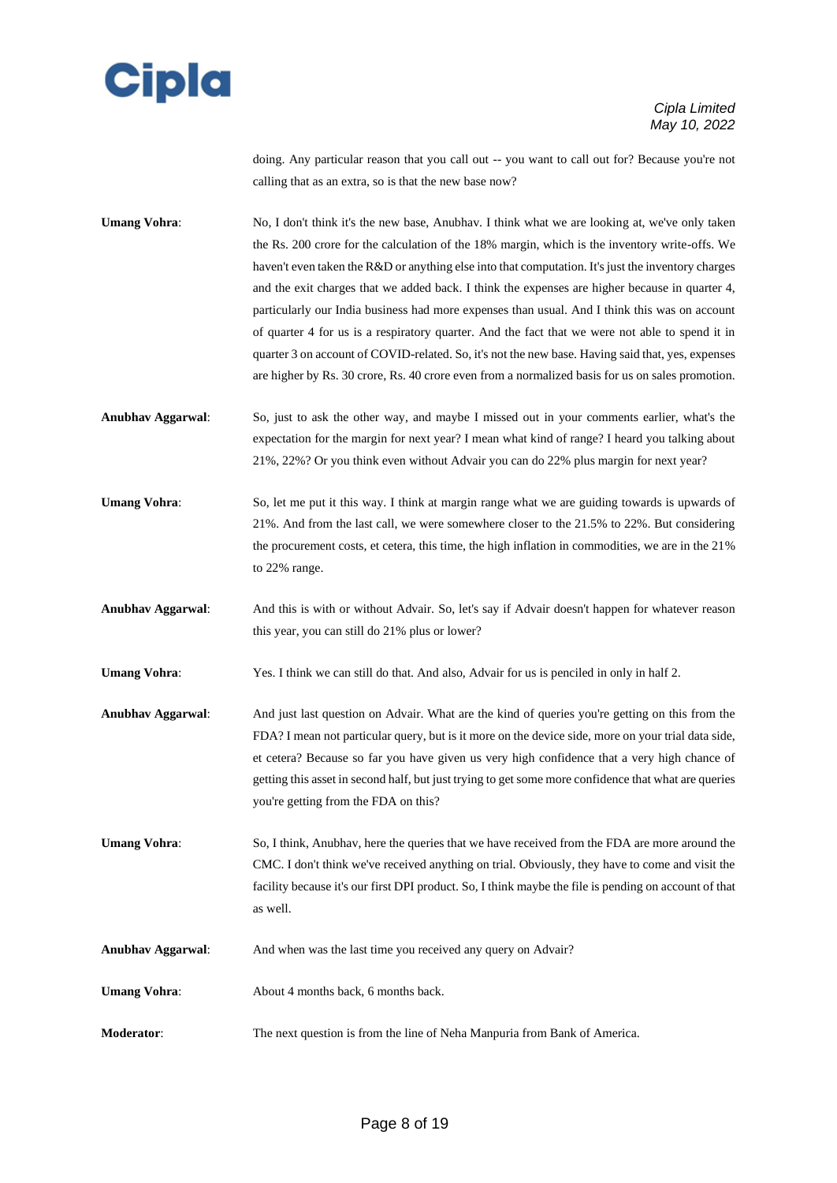doing. Any particular reason that you call out -- you want to call out for? Because you're not calling that as an extra, so is that the new base now?

**Umang Vohra**: No, I don't think it's the new base, Anubhav. I think what we are looking at, we've only taken the Rs. 200 crore for the calculation of the 18% margin, which is the inventory write-offs. We haven't even taken the R&D or anything else into that computation. It's just the inventory charges and the exit charges that we added back. I think the expenses are higher because in quarter 4, particularly our India business had more expenses than usual. And I think this was on account of quarter 4 for us is a respiratory quarter. And the fact that we were not able to spend it in quarter 3 on account of COVID-related. So, it's not the new base. Having said that, yes, expenses are higher by Rs. 30 crore, Rs. 40 crore even from a normalized basis for us on sales promotion.

**Anubhav Aggarwal**: So, just to ask the other way, and maybe I missed out in your comments earlier, what's the expectation for the margin for next year? I mean what kind of range? I heard you talking about 21%, 22%? Or you think even without Advair you can do 22% plus margin for next year?

**Umang Vohra**: So, let me put it this way. I think at margin range what we are guiding towards is upwards of 21%. And from the last call, we were somewhere closer to the 21.5% to 22%. But considering the procurement costs, et cetera, this time, the high inflation in commodities, we are in the 21% to 22% range.

**Anubhav Aggarwal**: And this is with or without Advair. So, let's say if Advair doesn't happen for whatever reason this year, you can still do 21% plus or lower?

**Umang Vohra**: Yes. I think we can still do that. And also, Advair for us is penciled in only in half 2.

**Anubhav Aggarwal**: And just last question on Advair. What are the kind of queries you're getting on this from the FDA? I mean not particular query, but is it more on the device side, more on your trial data side, et cetera? Because so far you have given us very high confidence that a very high chance of getting this asset in second half, but just trying to get some more confidence that what are queries you're getting from the FDA on this?

**Umang Vohra**: So, I think, Anubhav, here the queries that we have received from the FDA are more around the CMC. I don't think we've received anything on trial. Obviously, they have to come and visit the facility because it's our first DPI product. So, I think maybe the file is pending on account of that as well.

**Anubhav Aggarwal**: And when was the last time you received any query on Advair?

**Umang Vohra**: About 4 months back, 6 months back.

**Moderator**: The next question is from the line of Neha Manpuria from Bank of America.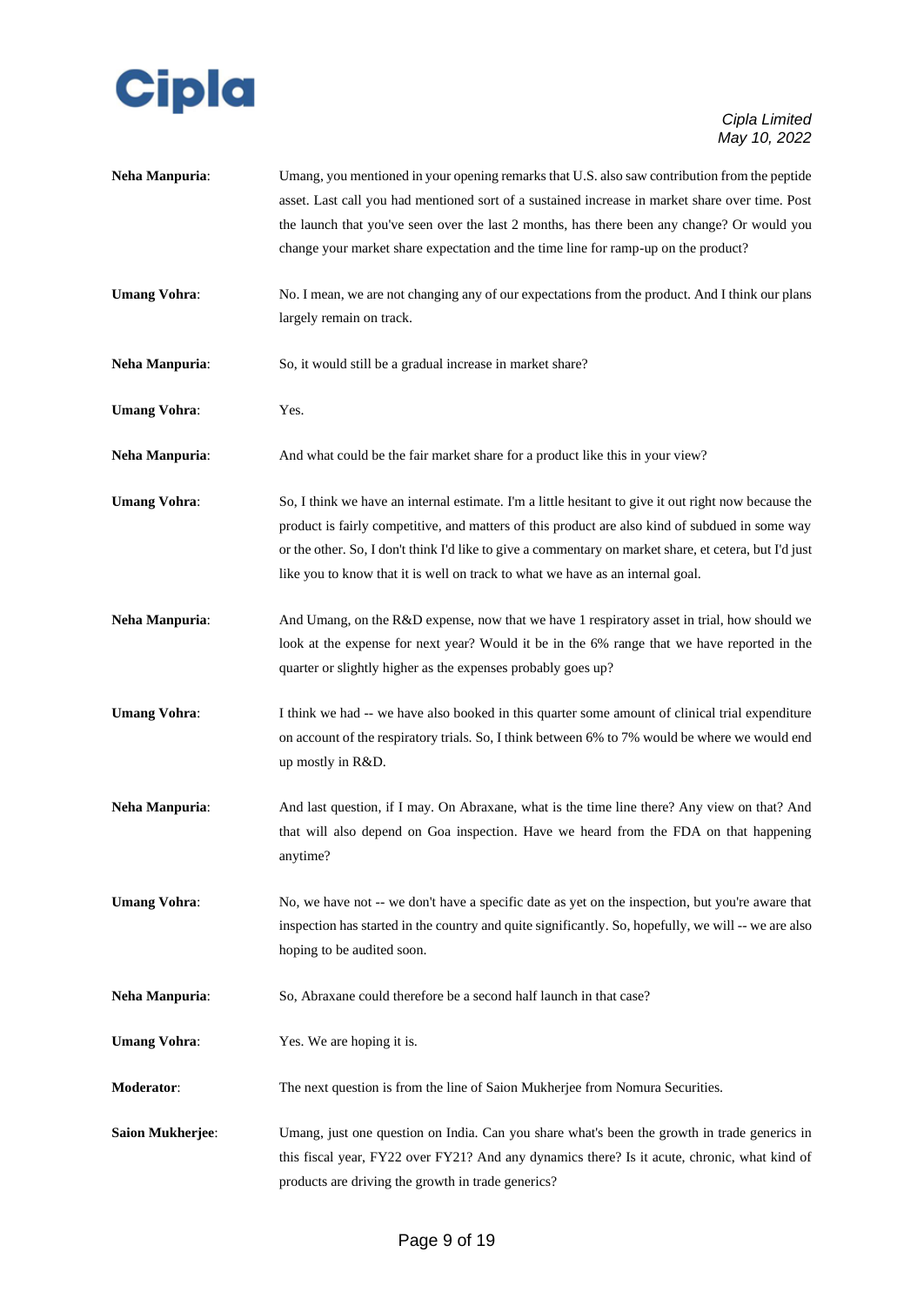**Neha Manpuria**: Umang, you mentioned in your opening remarks that U.S. also saw contribution from the peptide asset. Last call you had mentioned sort of a sustained increase in market share over time. Post the launch that you've seen over the last 2 months, has there been any change? Or would you change your market share expectation and the time line for ramp-up on the product?

**Umang Vohra**: No. I mean, we are not changing any of our expectations from the product. And I think our plans largely remain on track.

**Neha Manpuria**: So, it would still be a gradual increase in market share?

**Umang Vohra**: Yes.

**Neha Manpuria**: And what could be the fair market share for a product like this in your view?

**Umang Vohra**: So, I think we have an internal estimate. I'm a little hesitant to give it out right now because the product is fairly competitive, and matters of this product are also kind of subdued in some way or the other. So, I don't think I'd like to give a commentary on market share, et cetera, but I'd just like you to know that it is well on track to what we have as an internal goal.

**Neha Manpuria**: And Umang, on the R&D expense, now that we have 1 respiratory asset in trial, how should we look at the expense for next year? Would it be in the 6% range that we have reported in the quarter or slightly higher as the expenses probably goes up?

**Umang Vohra**: I think we had -- we have also booked in this quarter some amount of clinical trial expenditure on account of the respiratory trials. So, I think between 6% to 7% would be where we would end up mostly in R&D.

**Neha Manpuria**: And last question, if I may. On Abraxane, what is the time line there? Any view on that? And that will also depend on Goa inspection. Have we heard from the FDA on that happening anytime?

**Umang Vohra**: No, we have not -- we don't have a specific date as yet on the inspection, but you're aware that inspection has started in the country and quite significantly. So, hopefully, we will -- we are also hoping to be audited soon.

**Neha Manpuria**: So, Abraxane could therefore be a second half launch in that case?

**Umang Vohra**: Yes. We are hoping it is.

**Moderator**: The next question is from the line of Saion Mukherjee from Nomura Securities.

**Saion Mukherjee**: Umang, just one question on India. Can you share what's been the growth in trade generics in this fiscal year, FY22 over FY21? And any dynamics there? Is it acute, chronic, what kind of products are driving the growth in trade generics?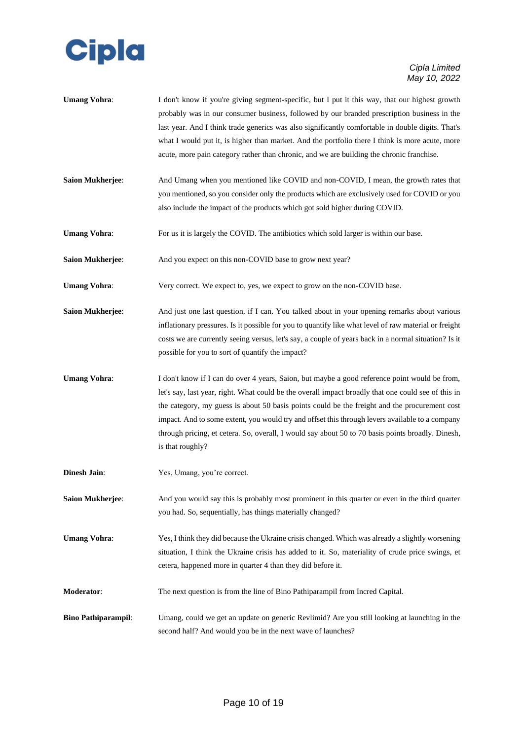**Umang Vohra**: I don't know if you're giving segment-specific, but I put it this way, that our highest growth probably was in our consumer business, followed by our branded prescription business in the last year. And I think trade generics was also significantly comfortable in double digits. That's what I would put it, is higher than market. And the portfolio there I think is more acute, more acute, more pain category rather than chronic, and we are building the chronic franchise.

**Saion Mukherjee**: And Umang when you mentioned like COVID and non-COVID, I mean, the growth rates that you mentioned, so you consider only the products which are exclusively used for COVID or you also include the impact of the products which got sold higher during COVID.

**Umang Vohra**: For us it is largely the COVID. The antibiotics which sold larger is within our base.

**Saion Mukherjee**: And you expect on this non-COVID base to grow next year?

**Umang Vohra**: Very correct. We expect to, yes, we expect to grow on the non-COVID base.

**Saion Mukherjee**: And just one last question, if I can. You talked about in your opening remarks about various inflationary pressures. Is it possible for you to quantify like what level of raw material or freight costs we are currently seeing versus, let's say, a couple of years back in a normal situation? Is it possible for you to sort of quantify the impact?

**Umang Vohra**: I don't know if I can do over 4 years, Saion, but maybe a good reference point would be from, let's say, last year, right. What could be the overall impact broadly that one could see of this in the category, my guess is about 50 basis points could be the freight and the procurement cost impact. And to some extent, you would try and offset this through levers available to a company through pricing, et cetera. So, overall, I would say about 50 to 70 basis points broadly. Dinesh, is that roughly?

**Dinesh Jain**: Yes, Umang, you're correct.

**Saion Mukherjee**: And you would say this is probably most prominent in this quarter or even in the third quarter you had. So, sequentially, has things materially changed?

**Umang Vohra**: Yes, I think they did because the Ukraine crisis changed. Which was already a slightly worsening situation, I think the Ukraine crisis has added to it. So, materiality of crude price swings, et cetera, happened more in quarter 4 than they did before it.

**Moderator**: The next question is from the line of Bino Pathiparampil from Incred Capital.

**Bino Pathiparampil**: Umang, could we get an update on generic Revlimid? Are you still looking at launching in the second half? And would you be in the next wave of launches?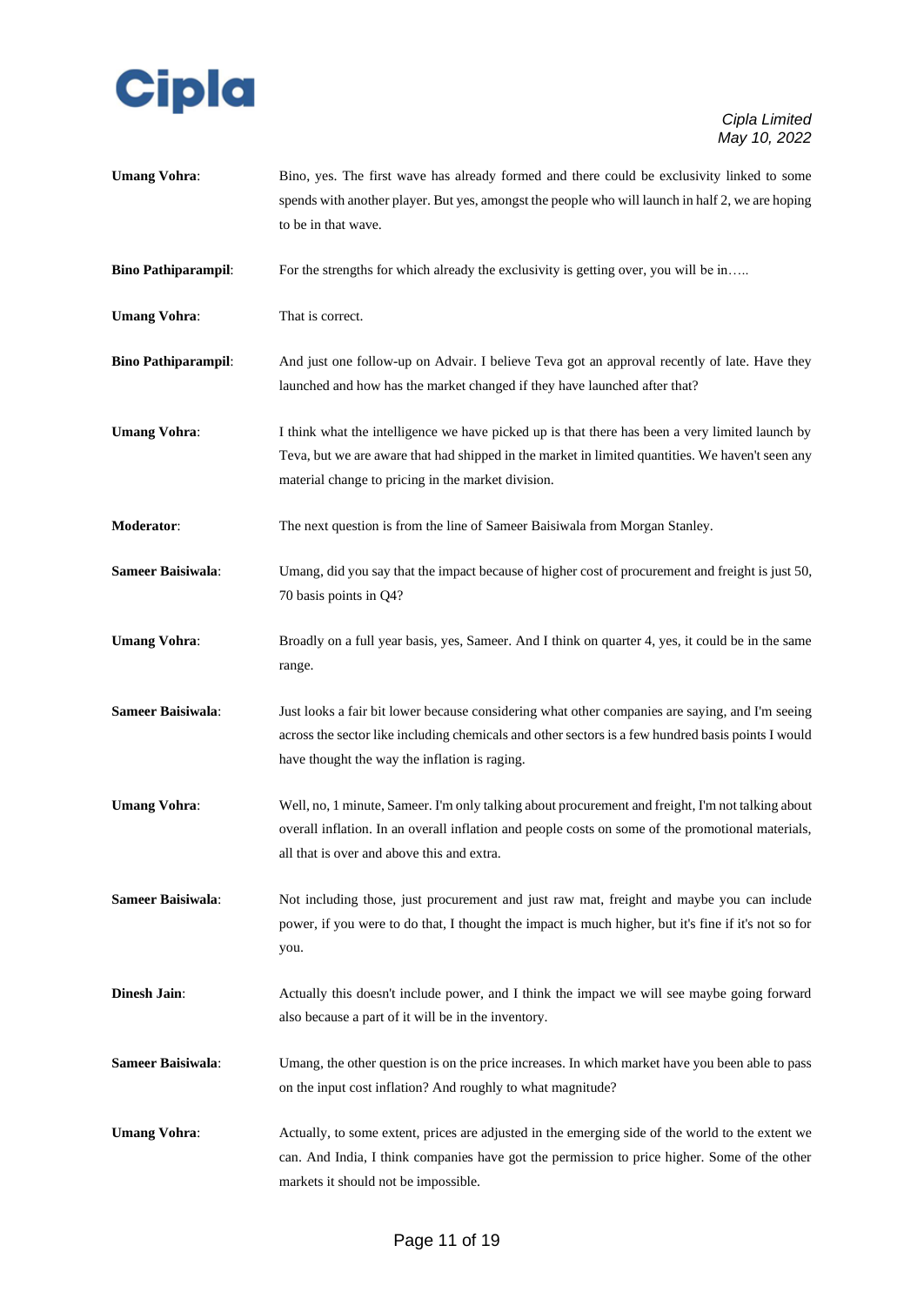**Umang Vohra**: Bino, yes. The first wave has already formed and there could be exclusivity linked to some spends with another player. But yes, amongst the people who will launch in half 2, we are hoping to be in that wave.

**Bino Pathiparampil**: For the strengths for which already the exclusivity is getting over, you will be in…..

**Umang Vohra**: That is correct.

**Bino Pathiparampil**: And just one follow-up on Advair. I believe Teva got an approval recently of late. Have they launched and how has the market changed if they have launched after that?

**Umang Vohra**: I think what the intelligence we have picked up is that there has been a very limited launch by Teva, but we are aware that had shipped in the market in limited quantities. We haven't seen any material change to pricing in the market division.

**Moderator**: The next question is from the line of Sameer Baisiwala from Morgan Stanley.

**Sameer Baisiwala**: Umang, did you say that the impact because of higher cost of procurement and freight is just 50, 70 basis points in Q4?

**Umang Vohra**: Broadly on a full year basis, yes, Sameer. And I think on quarter 4, yes, it could be in the same range.

**Sameer Baisiwala**: Just looks a fair bit lower because considering what other companies are saying, and I'm seeing across the sector like including chemicals and other sectors is a few hundred basis points I would have thought the way the inflation is raging.

**Umang Vohra**: Well, no, 1 minute, Sameer. I'm only talking about procurement and freight, I'm not talking about overall inflation. In an overall inflation and people costs on some of the promotional materials, all that is over and above this and extra.

**Sameer Baisiwala**: Not including those, just procurement and just raw mat, freight and maybe you can include power, if you were to do that, I thought the impact is much higher, but it's fine if it's not so for you.

**Dinesh Jain**: Actually this doesn't include power, and I think the impact we will see maybe going forward also because a part of it will be in the inventory.

**Sameer Baisiwala**: Umang, the other question is on the price increases. In which market have you been able to pass on the input cost inflation? And roughly to what magnitude?

**Umang Vohra**: Actually, to some extent, prices are adjusted in the emerging side of the world to the extent we can. And India, I think companies have got the permission to price higher. Some of the other markets it should not be impossible.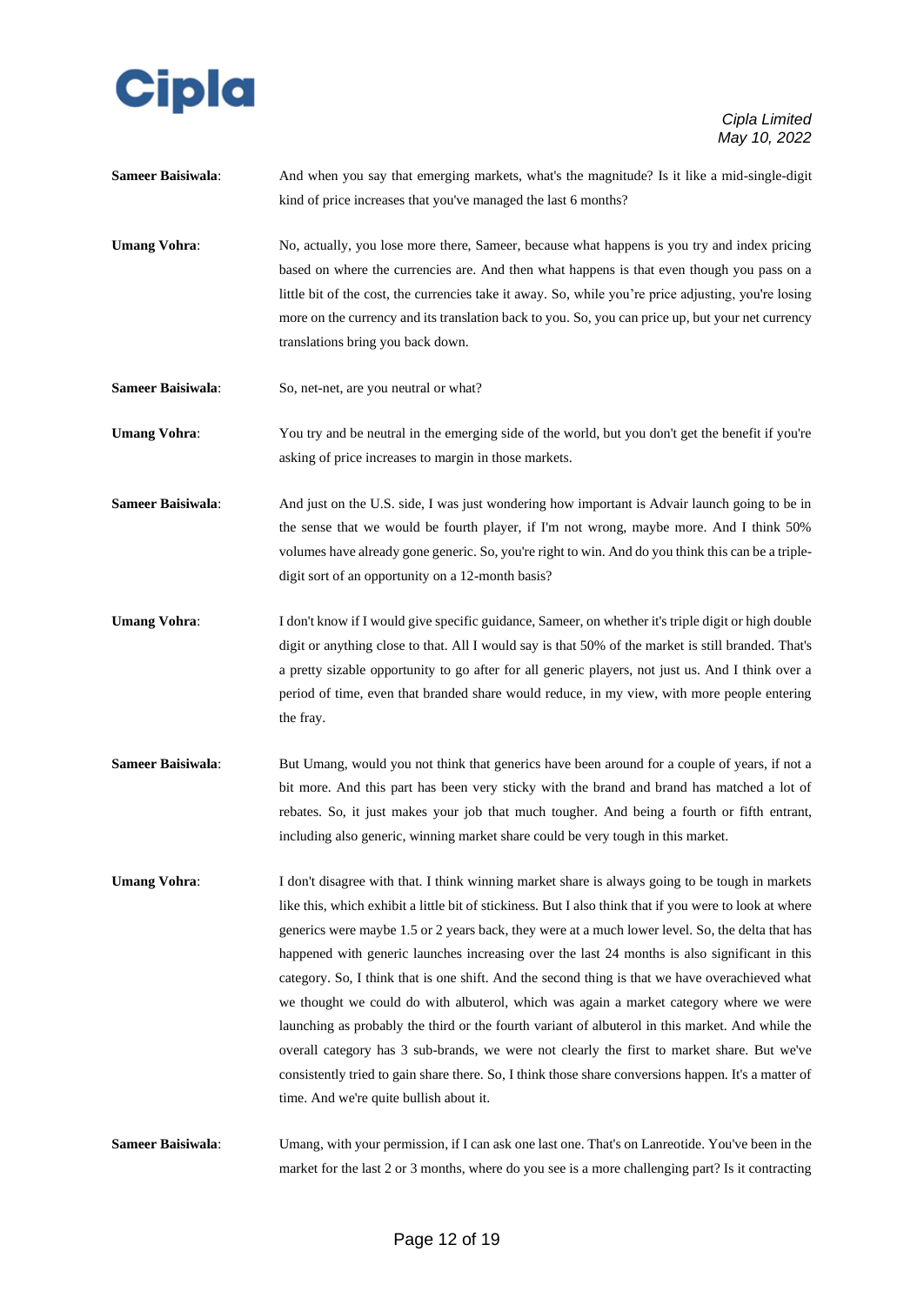**Sameer Baisiwala**: And when you say that emerging markets, what's the magnitude? Is it like a mid-single-digit kind of price increases that you've managed the last 6 months?

**Umang Vohra**: No, actually, you lose more there, Sameer, because what happens is you try and index pricing based on where the currencies are. And then what happens is that even though you pass on a little bit of the cost, the currencies take it away. So, while you're price adjusting, you're losing more on the currency and its translation back to you. So, you can price up, but your net currency translations bring you back down.

**Sameer Baisiwala**: So, net-net, are you neutral or what?

**Umang Vohra**: You try and be neutral in the emerging side of the world, but you don't get the benefit if you're asking of price increases to margin in those markets.

**Sameer Baisiwala**: And just on the U.S. side, I was just wondering how important is Advair launch going to be in the sense that we would be fourth player, if I'm not wrong, maybe more. And I think 50% volumes have already gone generic. So, you're right to win. And do you think this can be a triple-digit sort of an opportunity on a 12-month basis?

**Umang Vohra**: I don't know if I would give specific guidance, Sameer, on whether it's triple digit or high double digit or anything close to that. All I would say is that 50% of the market is still branded. That's a pretty sizable opportunity to go after for all generic players, not just us. And I think over a period of time, even that branded share would reduce, in my view, with more people entering the fray.

**Sameer Baisiwala**: But Umang, would you not think that generics have been around for a couple of years, if not a bit more. And this part has been very sticky with the brand and brand has matched a lot of rebates. So, it just makes your job that much tougher. And being a fourth or fifth entrant, including also generic, winning market share could be very tough in this market.

**Umang Vohra**: I don't disagree with that. I think winning market share is always going to be tough in markets like this, which exhibit a little bit of stickiness. But I also think that if you were to look at where generics were maybe 1.5 or 2 years back, they were at a much lower level. So, the delta that has happened with generic launches increasing over the last 24 months is also significant in this category. So, I think that is one shift. And the second thing is that we have overachieved what we thought we could do with albuterol, which was again a market category where we were launching as probably the third or the fourth variant of albuterol in this market. And while the overall category has 3 sub-brands, we were not clearly the first to market share. But we've consistently tried to gain share there. So, I think those share conversions happen. It's a matter of time. And we're quite bullish about it.

**Sameer Baisiwala**: Umang, with your permission, if I can ask one last one. That's on Lanreotide. You've been in the market for the last 2 or 3 months, where do you see is a more challenging part? Is it contracting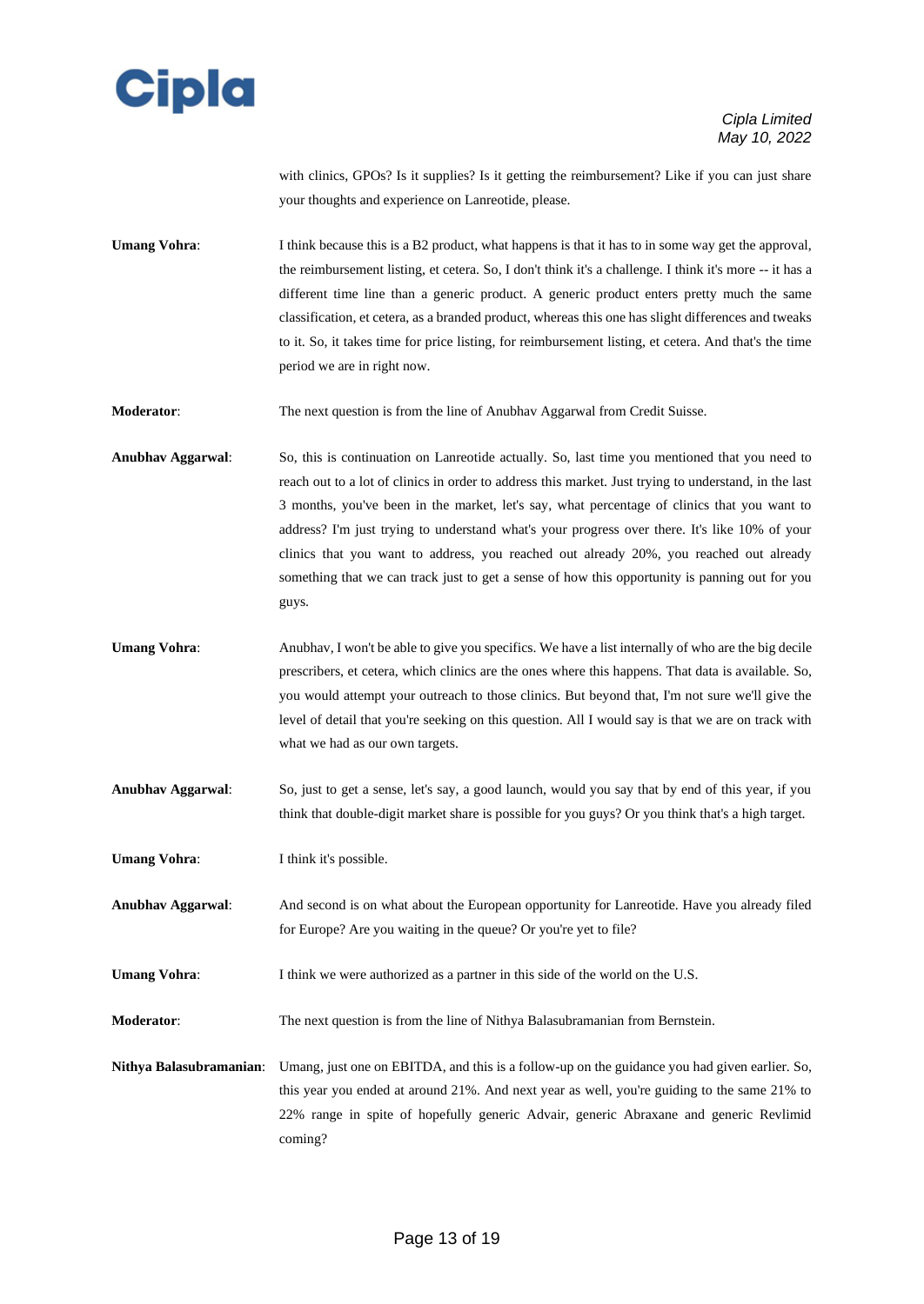with clinics, GPOs? Is it supplies? Is it getting the reimbursement? Like if you can just share your thoughts and experience on Lanreotide, please.

**Umang Vohra**: I think because this is a B2 product, what happens is that it has to in some way get the approval, the reimbursement listing, et cetera. So, I don't think it's a challenge. I think it's more -- it has a different time line than a generic product. A generic product enters pretty much the same classification, et cetera, as a branded product, whereas this one has slight differences and tweaks to it. So, it takes time for price listing, for reimbursement listing, et cetera. And that's the time period we are in right now.

**Moderator**: The next question is from the line of Anubhav Aggarwal from Credit Suisse.

**Anubhav Aggarwal**: So, this is continuation on Lanreotide actually. So, last time you mentioned that you need to reach out to a lot of clinics in order to address this market. Just trying to understand, in the last 3 months, you've been in the market, let's say, what percentage of clinics that you want to address? I'm just trying to understand what's your progress over there. It's like 10% of your clinics that you want to address, you reached out already 20%, you reached out already something that we can track just to get a sense of how this opportunity is panning out for you guys.

**Umang Vohra**: Anubhav, I won't be able to give you specifics. We have a list internally of who are the big decile prescribers, et cetera, which clinics are the ones where this happens. That data is available. So, you would attempt your outreach to those clinics. But beyond that, I'm not sure we'll give the level of detail that you're seeking on this question. All I would say is that we are on track with what we had as our own targets.

**Anubhav Aggarwal**: So, just to get a sense, let's say, a good launch, would you say that by end of this year, if you think that double-digit market share is possible for you guys? Or you think that's a high target.

**Umang Vohra**: I think it's possible.

**Anubhav Aggarwal**: And second is on what about the European opportunity for Lanreotide. Have you already filed for Europe? Are you waiting in the queue? Or you're yet to file?

**Umang Vohra**: I think we were authorized as a partner in this side of the world on the U.S.

**Moderator**: The next question is from the line of Nithya Balasubramanian from Bernstein.

**Nithya Balasubramanian**: Umang, just one on EBITDA, and this is a follow-up on the guidance you had given earlier. So, this year you ended at around 21%. And next year as well, you're guiding to the same 21% to 22% range in spite of hopefully generic Advair, generic Abraxane and generic Revlimid coming?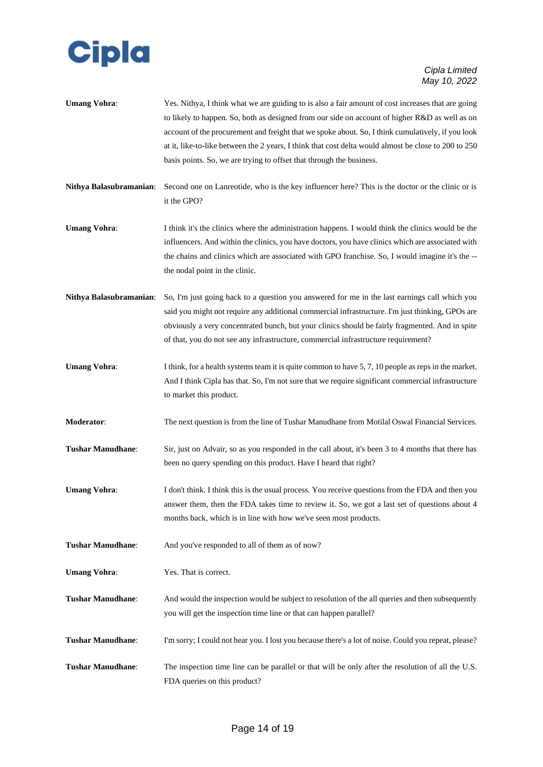**Umang Vohra**: Yes. Nithya, I think what we are guiding to is also a fair amount of cost increases that are going to likely to happen. So, both as designed from our side on account of higher R&D as well as on account of the procurement and freight that we spoke about. So, I think cumulatively, if you look at it, like-to-like between the 2 years, I think that cost delta would almost be close to 200 to 250 basis points. So, we are trying to offset that through the business.

**Nithya Balasubramanian**: Second one on Lanreotide, who is the key influencer here? This is the doctor or the clinic or is it the GPO?

**Umang Vohra**: I think it's the clinics where the administration happens. I would think the clinics would be the influencers. And within the clinics, you have doctors, you have clinics which are associated with the chains and clinics which are associated with GPO franchise. So, I would imagine it's the -- the nodal point in the clinic.

**Nithya Balasubramanian**: So, I'm just going back to a question you answered for me in the last earnings call which you said you might not require any additional commercial infrastructure. I'm just thinking, GPOs are obviously a very concentrated bunch, but your clinics should be fairly fragmented. And in spite of that, you do not see any infrastructure, commercial infrastructure requirement?

**Umang Vohra**: I think, for a health systems team it is quite common to have 5, 7, 10 people as reps in the market. And I think Cipla has that. So, I'm not sure that we require significant commercial infrastructure to market this product.

**Moderator**: The next question is from the line of Tushar Manudhane from Motilal Oswal Financial Services.

**Tushar Manudhane**: Sir, just on Advair, so as you responded in the call about, it's been 3 to 4 months that there has been no query spending on this product. Have I heard that right?

**Umang Vohra**: I don't think. I think this is the usual process. You receive questions from the FDA and then you answer them, then the FDA takes time to review it. So, we got a last set of questions about 4 months back, which is in line with how we've seen most products.

**Tushar Manudhane**: And you've responded to all of them as of now?

**Umang Vohra**: Yes. That is correct.

**Tushar Manudhane**: And would the inspection would be subject to resolution of the all queries and then subsequently you will get the inspection time line or that can happen parallel?

**Tushar Manudhane**: I'm sorry; I could not hear you. I lost you because there's a lot of noise. Could you repeat, please?

**Tushar Manudhane**: The inspection time line can be parallel or that will be only after the resolution of all the U.S. FDA queries on this product?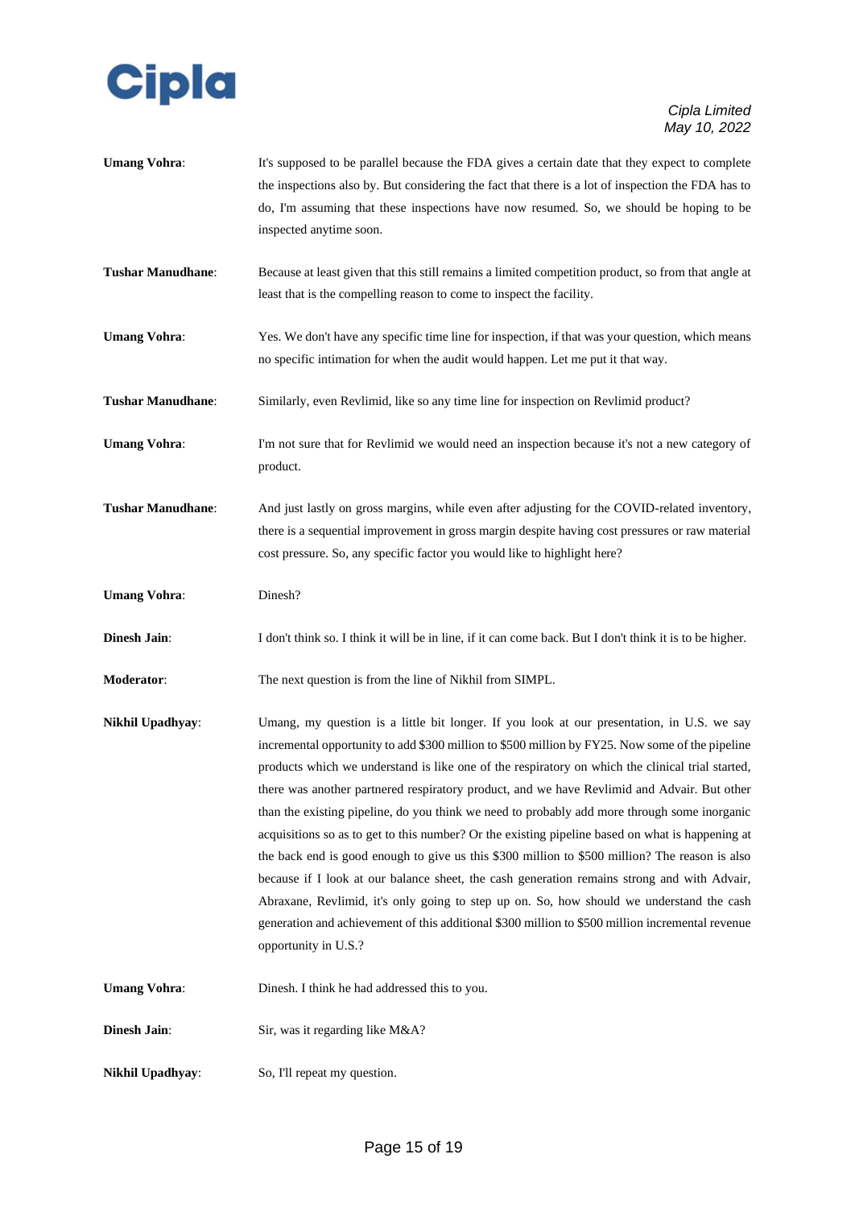**Umang Vohra**: It's supposed to be parallel because the FDA gives a certain date that they expect to complete the inspections also by. But considering the fact that there is a lot of inspection the FDA has to do, I'm assuming that these inspections have now resumed. So, we should be hoping to be inspected anytime soon.

**Tushar Manudhane**: Because at least given that this still remains a limited competition product, so from that angle at least that is the compelling reason to come to inspect the facility.

**Umang Vohra**: Yes. We don't have any specific time line for inspection, if that was your question, which means no specific intimation for when the audit would happen. Let me put it that way.

**Tushar Manudhane**: Similarly, even Revlimid, like so any time line for inspection on Revlimid product?

**Umang Vohra**: I'm not sure that for Revlimid we would need an inspection because it's not a new category of product.

**Tushar Manudhane**: And just lastly on gross margins, while even after adjusting for the COVID-related inventory, there is a sequential improvement in gross margin despite having cost pressures or raw material cost pressure. So, any specific factor you would like to highlight here?

**Umang Vohra**: Dinesh?

**Dinesh Jain**: I don't think so. I think it will be in line, if it can come back. But I don't think it is to be higher.

**Moderator**: The next question is from the line of Nikhil from SIMPL.

**Nikhil Upadhyay**: Umang, my question is a little bit longer. If you look at our presentation, in U.S. we say incremental opportunity to add $300 million to $500 million by FY25. Now some of the pipeline products which we understand is like one of the respiratory on which the clinical trial started, there was another partnered respiratory product, and we have Revlimid and Advair. But other than the existing pipeline, do you think we need to probably add more through some inorganic acquisitions so as to get to this number? Or the existing pipeline based on what is happening at the back end is good enough to give us this $300 million to $500 million? The reason is also because if I look at our balance sheet, the cash generation remains strong and with Advair, Abraxane, Revlimid, it's only going to step up on. So, how should we understand the cash generation and achievement of this additional $300 million to $500 million incremental revenue opportunity in U.S.?

**Umang Vohra**: Dinesh. I think he had addressed this to you.

**Dinesh Jain**: Sir, was it regarding like M&A?

**Nikhil Upadhyay**: So, I'll repeat my question.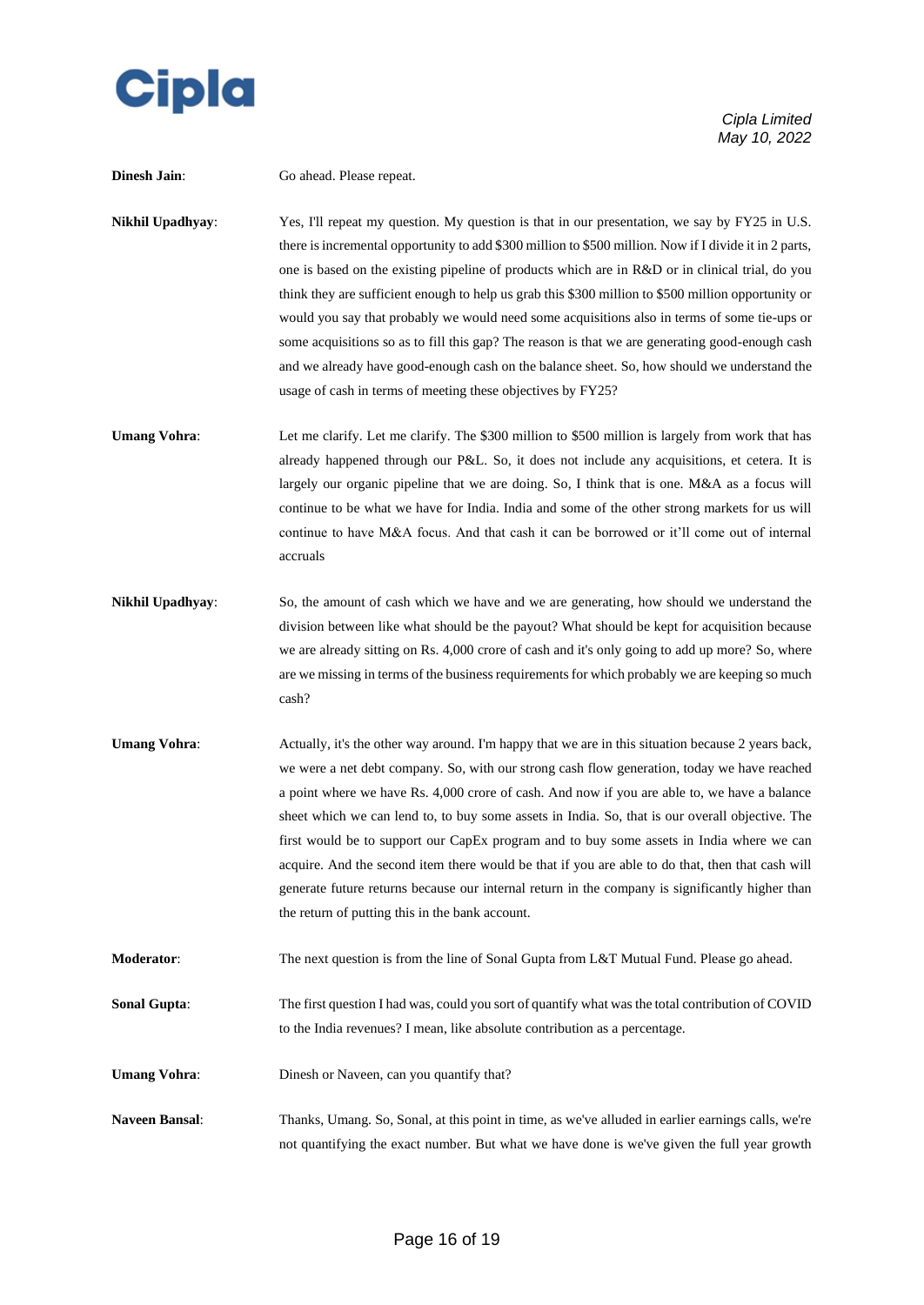**Dinesh Jain**: Go ahead. Please repeat.

**Nikhil Upadhyay**: Yes, I'll repeat my question. My question is that in our presentation, we say by FY25 in U.S. there is incremental opportunity to add $300 million to $500 million. Now if I divide it in 2 parts, one is based on the existing pipeline of products which are in R&D or in clinical trial, do you think they are sufficient enough to help us grab this $300 million to $500 million opportunity or would you say that probably we would need some acquisitions also in terms of some tie-ups or some acquisitions so as to fill this gap? The reason is that we are generating good-enough cash and we already have good-enough cash on the balance sheet. So, how should we understand the usage of cash in terms of meeting these objectives by FY25?

**Umang Vohra**: Let me clarify. Let me clarify. The $300 million to $500 million is largely from work that has already happened through our P&L. So, it does not include any acquisitions, et cetera. It is largely our organic pipeline that we are doing. So, I think that is one. M&A as a focus will continue to be what we have for India. India and some of the other strong markets for us will continue to have M&A focus. And that cash it can be borrowed or it'll come out of internal accruals

**Nikhil Upadhyay**: So, the amount of cash which we have and we are generating, how should we understand the division between like what should be the payout? What should be kept for acquisition because we are already sitting on Rs. 4,000 crore of cash and it's only going to add up more? So, where are we missing in terms of the business requirements for which probably we are keeping so much cash?

**Umang Vohra**: Actually, it's the other way around. I'm happy that we are in this situation because 2 years back, we were a net debt company. So, with our strong cash flow generation, today we have reached a point where we have Rs. 4,000 crore of cash. And now if you are able to, we have a balance sheet which we can lend to, to buy some assets in India. So, that is our overall objective. The first would be to support our CapEx program and to buy some assets in India where we can acquire. And the second item there would be that if you are able to do that, then that cash will generate future returns because our internal return in the company is significantly higher than the return of putting this in the bank account.

**Moderator**: The next question is from the line of Sonal Gupta from L&T Mutual Fund. Please go ahead.

**Sonal Gupta**: The first question I had was, could you sort of quantify what was the total contribution of COVID to the India revenues? I mean, like absolute contribution as a percentage.

**Umang Vohra**: Dinesh or Naveen, can you quantify that?

**Naveen Bansal**: Thanks, Umang. So, Sonal, at this point in time, as we've alluded in earlier earnings calls, we're not quantifying the exact number. But what we have done is we've given the full year growth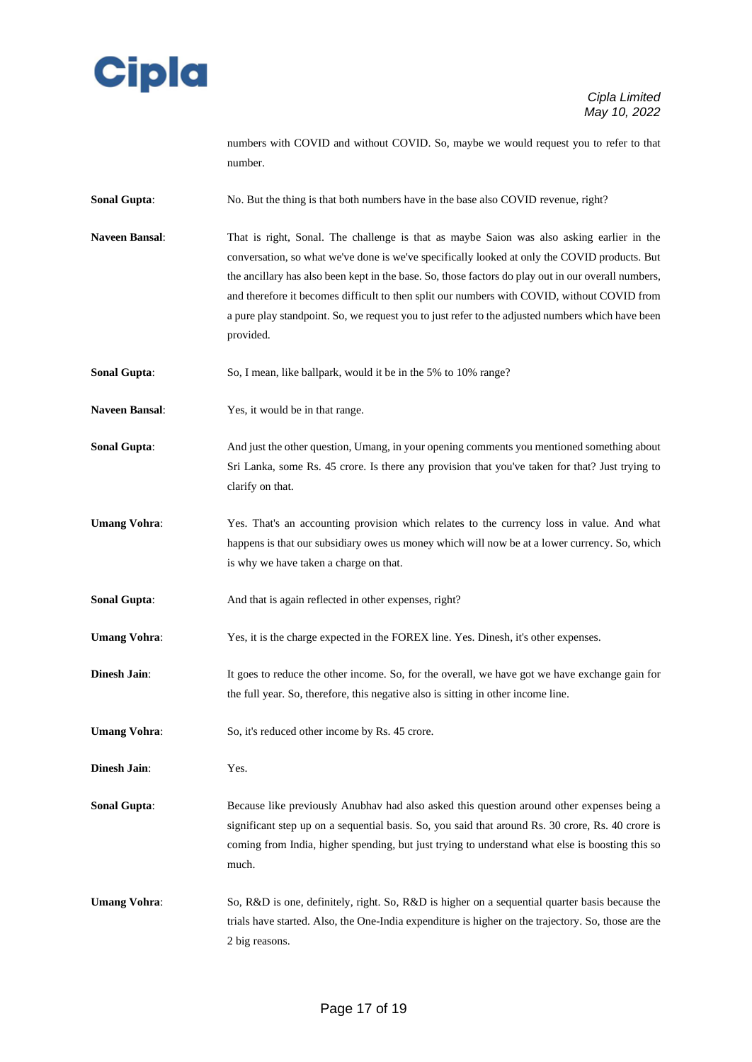numbers with COVID and without COVID. So, maybe we would request you to refer to that number.

**Sonal Gupta**: No. But the thing is that both numbers have in the base also COVID revenue, right?

**Naveen Bansal**: That is right, Sonal. The challenge is that as maybe Saion was also asking earlier in the conversation, so what we've done is we've specifically looked at only the COVID products. But the ancillary has also been kept in the base. So, those factors do play out in our overall numbers, and therefore it becomes difficult to then split our numbers with COVID, without COVID from a pure play standpoint. So, we request you to just refer to the adjusted numbers which have been provided.

**Sonal Gupta**: So, I mean, like ballpark, would it be in the 5% to 10% range?

**Naveen Bansal**: Yes, it would be in that range.

**Sonal Gupta**: And just the other question, Umang, in your opening comments you mentioned something about Sri Lanka, some Rs. 45 crore. Is there any provision that you've taken for that? Just trying to clarify on that.

**Umang Vohra**: Yes. That's an accounting provision which relates to the currency loss in value. And what happens is that our subsidiary owes us money which will now be at a lower currency. So, which is why we have taken a charge on that.

**Sonal Gupta**: And that is again reflected in other expenses, right?

**Umang Vohra**: Yes, it is the charge expected in the FOREX line. Yes. Dinesh, it's other expenses.

**Dinesh Jain**: It goes to reduce the other income. So, for the overall, we have got we have exchange gain for the full year. So, therefore, this negative also is sitting in other income line.

**Umang Vohra**: So, it's reduced other income by Rs. 45 crore.

**Dinesh Jain**: Yes.

**Sonal Gupta**: Because like previously Anubhav had also asked this question around other expenses being a significant step up on a sequential basis. So, you said that around Rs. 30 crore, Rs. 40 crore is coming from India, higher spending, but just trying to understand what else is boosting this so much.

**Umang Vohra**: So, R&D is one, definitely, right. So, R&D is higher on a sequential quarter basis because the trials have started. Also, the One-India expenditure is higher on the trajectory. So, those are the 2 big reasons.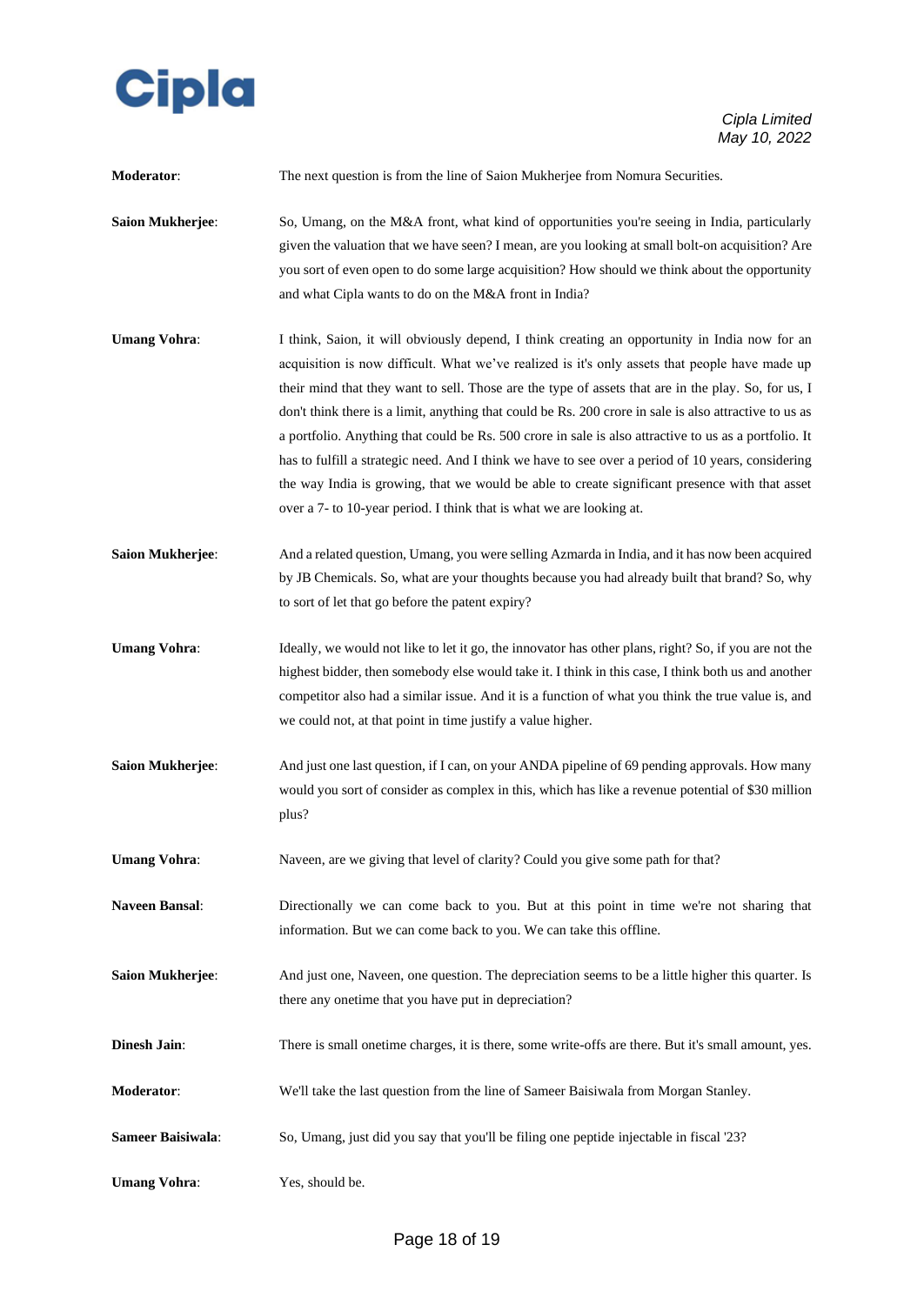**Moderator**: The next question is from the line of Saion Mukherjee from Nomura Securities.

**Saion Mukherjee**: So, Umang, on the M&A front, what kind of opportunities you're seeing in India, particularly given the valuation that we have seen? I mean, are you looking at small bolt-on acquisition? Are you sort of even open to do some large acquisition? How should we think about the opportunity and what Cipla wants to do on the M&A front in India?

**Umang Vohra**: I think, Saion, it will obviously depend, I think creating an opportunity in India now for an acquisition is now difficult. What we've realized is it's only assets that people have made up their mind that they want to sell. Those are the type of assets that are in the play. So, for us, I don't think there is a limit, anything that could be Rs. 200 crore in sale is also attractive to us as a portfolio. Anything that could be Rs. 500 crore in sale is also attractive to us as a portfolio. It has to fulfill a strategic need. And I think we have to see over a period of 10 years, considering the way India is growing, that we would be able to create significant presence with that asset over a 7- to 10-year period. I think that is what we are looking at.

**Saion Mukherjee**: And a related question, Umang, you were selling Azmarda in India, and it has now been acquired by JB Chemicals. So, what are your thoughts because you had already built that brand? So, why to sort of let that go before the patent expiry?

**Umang Vohra**: Ideally, we would not like to let it go, the innovator has other plans, right? So, if you are not the highest bidder, then somebody else would take it. I think in this case, I think both us and another competitor also had a similar issue. And it is a function of what you think the true value is, and we could not, at that point in time justify a value higher.

**Saion Mukherjee**: And just one last question, if I can, on your ANDA pipeline of 69 pending approvals. How many would you sort of consider as complex in this, which has like a revenue potential of $30 million plus?

**Umang Vohra**: Naveen, are we giving that level of clarity? Could you give some path for that?

**Naveen Bansal**: Directionally we can come back to you. But at this point in time we're not sharing that information. But we can come back to you. We can take this offline.

**Saion Mukherjee**: And just one, Naveen, one question. The depreciation seems to be a little higher this quarter. Is there any onetime that you have put in depreciation?

**Dinesh Jain**: There is small onetime charges, it is there, some write-offs are there. But it's small amount, yes.

**Moderator**: We'll take the last question from the line of Sameer Baisiwala from Morgan Stanley.

**Sameer Baisiwala**: So, Umang, just did you say that you'll be filing one peptide injectable in fiscal '23?

**Umang Vohra**: Yes, should be.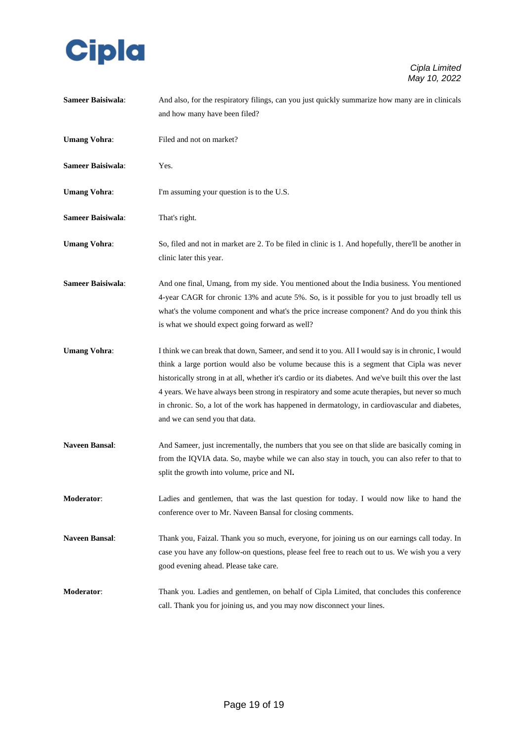**Sameer Baisiwala**: And also, for the respiratory filings, can you just quickly summarize how many are in clinicals and how many have been filed?

**Umang Vohra**: Filed and not on market?

**Sameer Baisiwala**: Yes.

**Umang Vohra**: I'm assuming your question is to the U.S.

**Sameer Baisiwala**: That's right.

**Umang Vohra**: So, filed and not in market are 2. To be filed in clinic is 1. And hopefully, there'll be another in clinic later this year.

**Sameer Baisiwala**: And one final, Umang, from my side. You mentioned about the India business. You mentioned 4-year CAGR for chronic 13% and acute 5%. So, is it possible for you to just broadly tell us what's the volume component and what's the price increase component? And do you think this is what we should expect going forward as well?

**Umang Vohra**: I think we can break that down, Sameer, and send it to you. All I would say is in chronic, I would think a large portion would also be volume because this is a segment that Cipla was never historically strong in at all, whether it's cardio or its diabetes. And we've built this over the last 4 years. We have always been strong in respiratory and some acute therapies, but never so much in chronic. So, a lot of the work has happened in dermatology, in cardiovascular and diabetes, and we can send you that data.

**Naveen Bansal**: And Sameer, just incrementally, the numbers that you see on that slide are basically coming in from the IQVIA data. So, maybe while we can also stay in touch, you can also refer to that to split the growth into volume, price and NI**.**

**Moderator**: Ladies and gentlemen, that was the last question for today. I would now like to hand the conference over to Mr. Naveen Bansal for closing comments.

**Naveen Bansal**: Thank you, Faizal. Thank you so much, everyone, for joining us on our earnings call today. In case you have any follow-on questions, please feel free to reach out to us. We wish you a very good evening ahead. Please take care.

**Moderator**: Thank you. Ladies and gentlemen, on behalf of Cipla Limited, that concludes this conference call. Thank you for joining us, and you may now disconnect your lines.